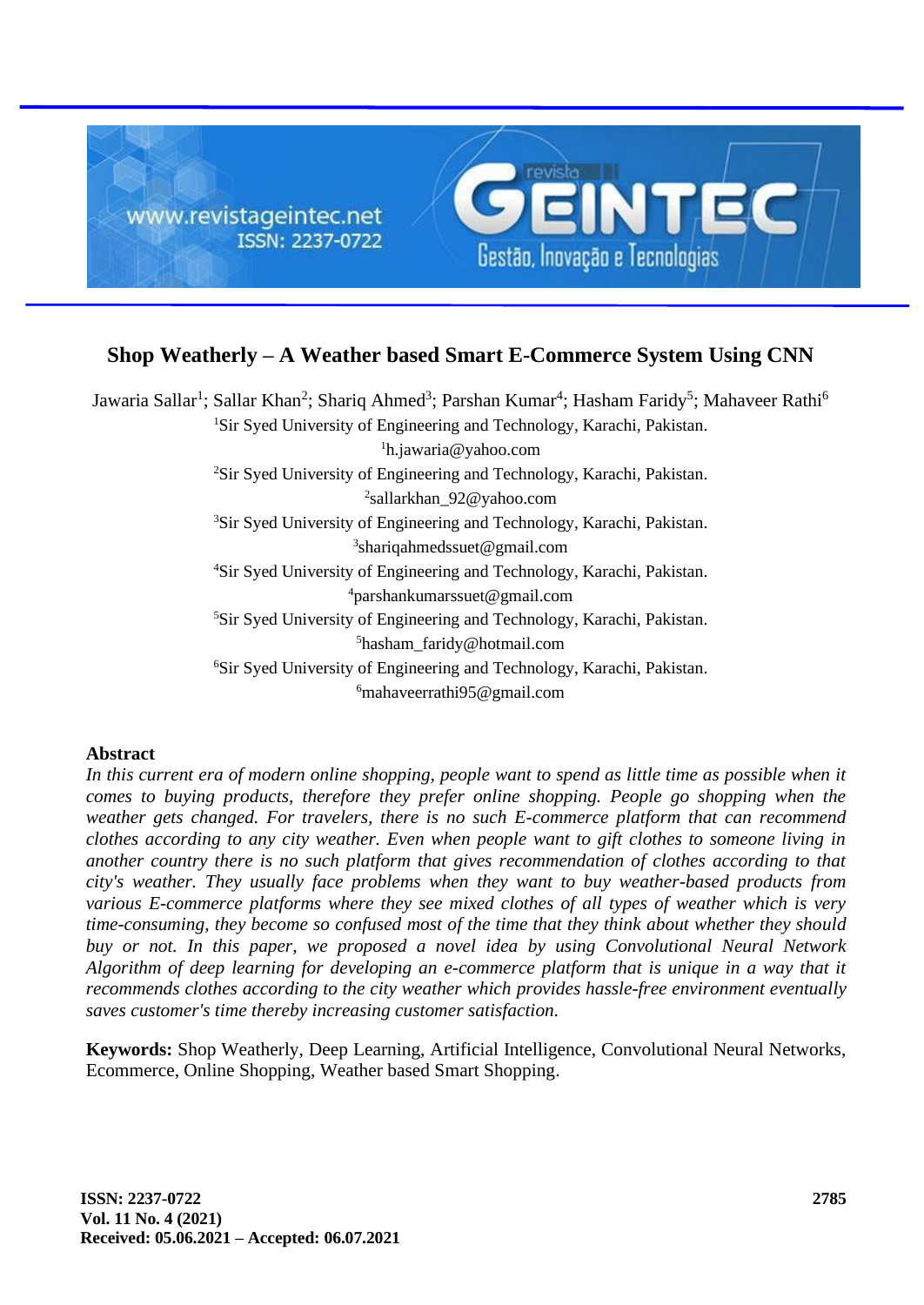# Shop Weatherly – A Weather based Smart E-Commerce System Using CNN

Jawaria Sallar[1]; Sallar Khan[2]; Shariq Ahmed[3]; Parshan Kumar[4]; Hasham Faridy[5]; Mahaveer Rathi[6]

[1]Sir Syed University of Engineering and Technology, Karachi, Pakistan.
[1]h.jawaria@yahoo.com

[2]Sir Syed University of Engineering and Technology, Karachi, Pakistan.
[2]sallarkhan_92@yahoo.com

[3]Sir Syed University of Engineering and Technology, Karachi, Pakistan.
[3]shariqahmedssuet@gmail.com

[4]Sir Syed University of Engineering and Technology, Karachi, Pakistan.
[4]parshankumarssuet@gmail.com

[5]Sir Syed University of Engineering and Technology, Karachi, Pakistan.
[5]hasham_faridy@hotmail.com

[6]Sir Syed University of Engineering and Technology, Karachi, Pakistan.
[6]mahaveerrathi95@gmail.com

## Abstract

*In this current era of modern online shopping, people want to spend as little time as possible when it comes to buying products, therefore they prefer online shopping. People go shopping when the weather gets changed. For travelers, there is no such E-commerce platform that can recommend clothes according to any city weather. Even when people want to gift clothes to someone living in another country there is no such platform that gives recommendation of clothes according to that city's weather. They usually face problems when they want to buy weather-based products from various E-commerce platforms where they see mixed clothes of all types of weather which is very time-consuming, they become so confused most of the time that they think about whether they should buy or not. In this paper, we proposed a novel idea by using Convolutional Neural Network Algorithm of deep learning for developing an e-commerce platform that is unique in a way that it recommends clothes according to the city weather which provides hassle-free environment eventually saves customer's time thereby increasing customer satisfaction.*

**Keywords:** Shop Weatherly, Deep Learning, Artificial Intelligence, Convolutional Neural Networks, Ecommerce, Online Shopping, Weather based Smart Shopping.

**Received: 05.06.2021 – Accepted: 06.07.2021**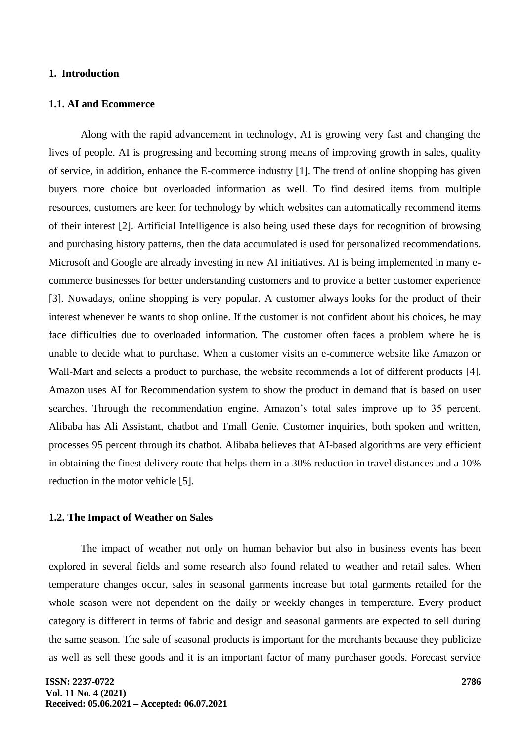## 1. Introduction

### 1.1. AI and Ecommerce

Along with the rapid advancement in technology, AI is growing very fast and changing the lives of people. AI is progressing and becoming strong means of improving growth in sales, quality of service, in addition, enhance the E-commerce industry [1]. The trend of online shopping has given buyers more choice but overloaded information as well. To find desired items from multiple resources, customers are keen for technology by which websites can automatically recommend items of their interest [2]. Artificial Intelligence is also being used these days for recognition of browsing and purchasing history patterns, then the data accumulated is used for personalized recommendations. Microsoft and Google are already investing in new AI initiatives. AI is being implemented in many e-commerce businesses for better understanding customers and to provide a better customer experience [3]. Nowadays, online shopping is very popular. A customer always looks for the product of their interest whenever he wants to shop online. If the customer is not confident about his choices, he may face difficulties due to overloaded information. The customer often faces a problem where he is unable to decide what to purchase. When a customer visits an e-commerce website like Amazon or Wall-Mart and selects a product to purchase, the website recommends a lot of different products [4]. Amazon uses AI for Recommendation system to show the product in demand that is based on user searches. Through the recommendation engine, Amazon's total sales improve up to 35 percent. Alibaba has Ali Assistant, chatbot and Tmall Genie. Customer inquiries, both spoken and written, processes 95 percent through its chatbot. Alibaba believes that AI-based algorithms are very efficient in obtaining the finest delivery route that helps them in a 30% reduction in travel distances and a 10% reduction in the motor vehicle [5].

### 1.2. The Impact of Weather on Sales

The impact of weather not only on human behavior but also in business events has been explored in several fields and some research also found related to weather and retail sales. When temperature changes occur, sales in seasonal garments increase but total garments retailed for the whole season were not dependent on the daily or weekly changes in temperature. Every product category is different in terms of fabric and design and seasonal garments are expected to sell during the same season. The sale of seasonal products is important for the merchants because they publicize as well as sell these goods and it is an important factor of many purchaser goods. Forecast service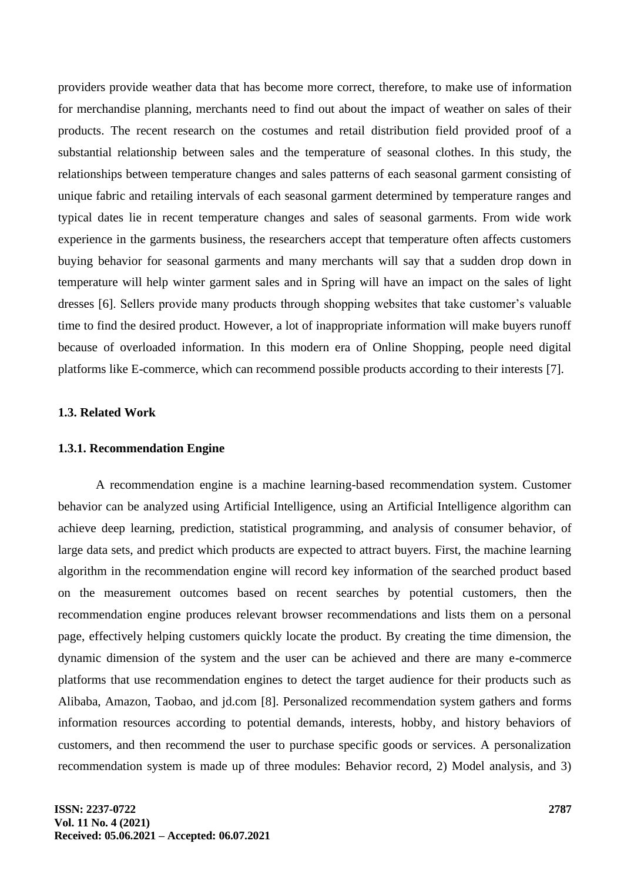providers provide weather data that has become more correct, therefore, to make use of information for merchandise planning, merchants need to find out about the impact of weather on sales of their products. The recent research on the costumes and retail distribution field provided proof of a substantial relationship between sales and the temperature of seasonal clothes. In this study, the relationships between temperature changes and sales patterns of each seasonal garment consisting of unique fabric and retailing intervals of each seasonal garment determined by temperature ranges and typical dates lie in recent temperature changes and sales of seasonal garments. From wide work experience in the garments business, the researchers accept that temperature often affects customers buying behavior for seasonal garments and many merchants will say that a sudden drop down in temperature will help winter garment sales and in Spring will have an impact on the sales of light dresses [6]. Sellers provide many products through shopping websites that take customer's valuable time to find the desired product. However, a lot of inappropriate information will make buyers runoff because of overloaded information. In this modern era of Online Shopping, people need digital platforms like E-commerce, which can recommend possible products according to their interests [7].

### 1.3. Related Work

#### 1.3.1. Recommendation Engine

A recommendation engine is a machine learning-based recommendation system. Customer behavior can be analyzed using Artificial Intelligence, using an Artificial Intelligence algorithm can achieve deep learning, prediction, statistical programming, and analysis of consumer behavior, of large data sets, and predict which products are expected to attract buyers. First, the machine learning algorithm in the recommendation engine will record key information of the searched product based on the measurement outcomes based on recent searches by potential customers, then the recommendation engine produces relevant browser recommendations and lists them on a personal page, effectively helping customers quickly locate the product. By creating the time dimension, the dynamic dimension of the system and the user can be achieved and there are many e-commerce platforms that use recommendation engines to detect the target audience for their products such as Alibaba, Amazon, Taobao, and jd.com [8]. Personalized recommendation system gathers and forms information resources according to potential demands, interests, hobby, and history behaviors of customers, and then recommend the user to purchase specific goods or services. A personalization recommendation system is made up of three modules: Behavior record, 2) Model analysis, and 3)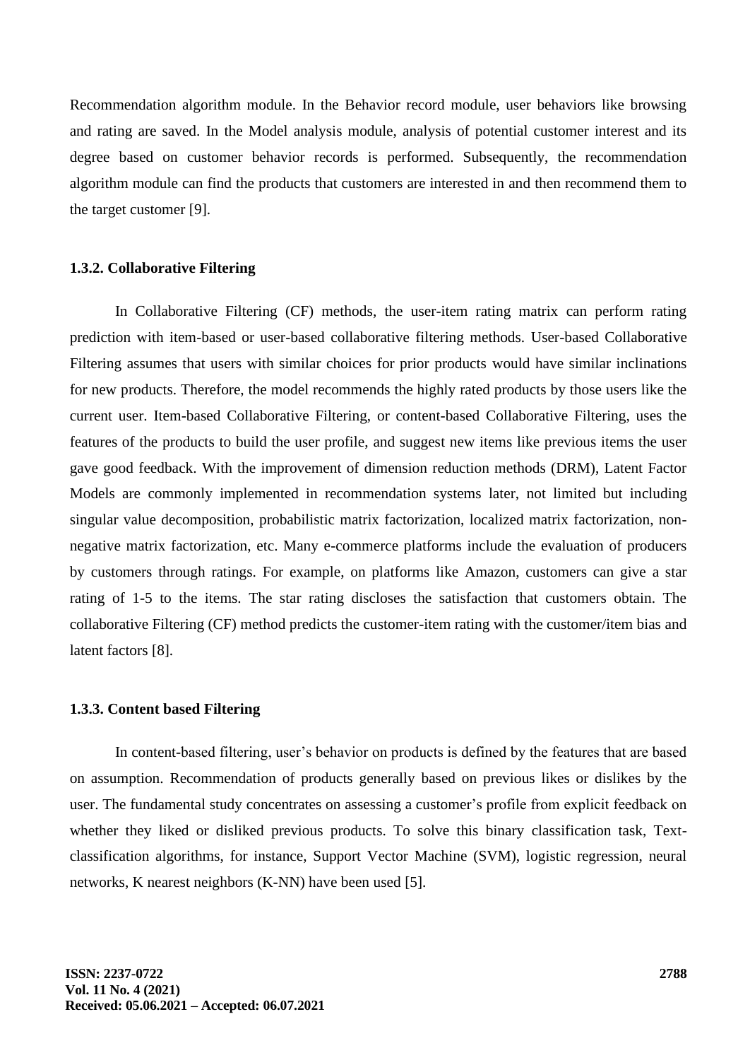Recommendation algorithm module. In the Behavior record module, user behaviors like browsing and rating are saved. In the Model analysis module, analysis of potential customer interest and its degree based on customer behavior records is performed. Subsequently, the recommendation algorithm module can find the products that customers are interested in and then recommend them to the target customer [9].

### 1.3.2. Collaborative Filtering

In Collaborative Filtering (CF) methods, the user-item rating matrix can perform rating prediction with item-based or user-based collaborative filtering methods. User-based Collaborative Filtering assumes that users with similar choices for prior products would have similar inclinations for new products. Therefore, the model recommends the highly rated products by those users like the current user. Item-based Collaborative Filtering, or content-based Collaborative Filtering, uses the features of the products to build the user profile, and suggest new items like previous items the user gave good feedback. With the improvement of dimension reduction methods (DRM), Latent Factor Models are commonly implemented in recommendation systems later, not limited but including singular value decomposition, probabilistic matrix factorization, localized matrix factorization, non-negative matrix factorization, etc. Many e-commerce platforms include the evaluation of producers by customers through ratings. For example, on platforms like Amazon, customers can give a star rating of 1-5 to the items. The star rating discloses the satisfaction that customers obtain. The collaborative Filtering (CF) method predicts the customer-item rating with the customer/item bias and latent factors [8].

### 1.3.3. Content based Filtering

In content-based filtering, user's behavior on products is defined by the features that are based on assumption. Recommendation of products generally based on previous likes or dislikes by the user. The fundamental study concentrates on assessing a customer's profile from explicit feedback on whether they liked or disliked previous products. To solve this binary classification task, Text-classification algorithms, for instance, Support Vector Machine (SVM), logistic regression, neural networks, K nearest neighbors (K-NN) have been used [5].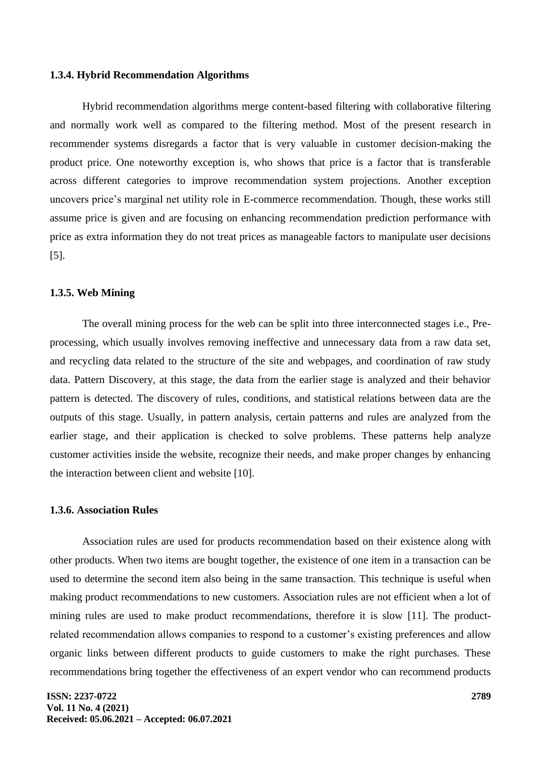### 1.3.4. Hybrid Recommendation Algorithms

Hybrid recommendation algorithms merge content-based filtering with collaborative filtering and normally work well as compared to the filtering method. Most of the present research in recommender systems disregards a factor that is very valuable in customer decision-making the product price. One noteworthy exception is, who shows that price is a factor that is transferable across different categories to improve recommendation system projections. Another exception uncovers price's marginal net utility role in E-commerce recommendation. Though, these works still assume price is given and are focusing on enhancing recommendation prediction performance with price as extra information they do not treat prices as manageable factors to manipulate user decisions [5].

### 1.3.5. Web Mining

The overall mining process for the web can be split into three interconnected stages i.e., Pre-processing, which usually involves removing ineffective and unnecessary data from a raw data set, and recycling data related to the structure of the site and webpages, and coordination of raw study data. Pattern Discovery, at this stage, the data from the earlier stage is analyzed and their behavior pattern is detected. The discovery of rules, conditions, and statistical relations between data are the outputs of this stage. Usually, in pattern analysis, certain patterns and rules are analyzed from the earlier stage, and their application is checked to solve problems. These patterns help analyze customer activities inside the website, recognize their needs, and make proper changes by enhancing the interaction between client and website [10].

### 1.3.6. Association Rules

Association rules are used for products recommendation based on their existence along with other products. When two items are bought together, the existence of one item in a transaction can be used to determine the second item also being in the same transaction. This technique is useful when making product recommendations to new customers. Association rules are not efficient when a lot of mining rules are used to make product recommendations, therefore it is slow [11]. The product-related recommendation allows companies to respond to a customer's existing preferences and allow organic links between different products to guide customers to make the right purchases. These recommendations bring together the effectiveness of an expert vendor who can recommend products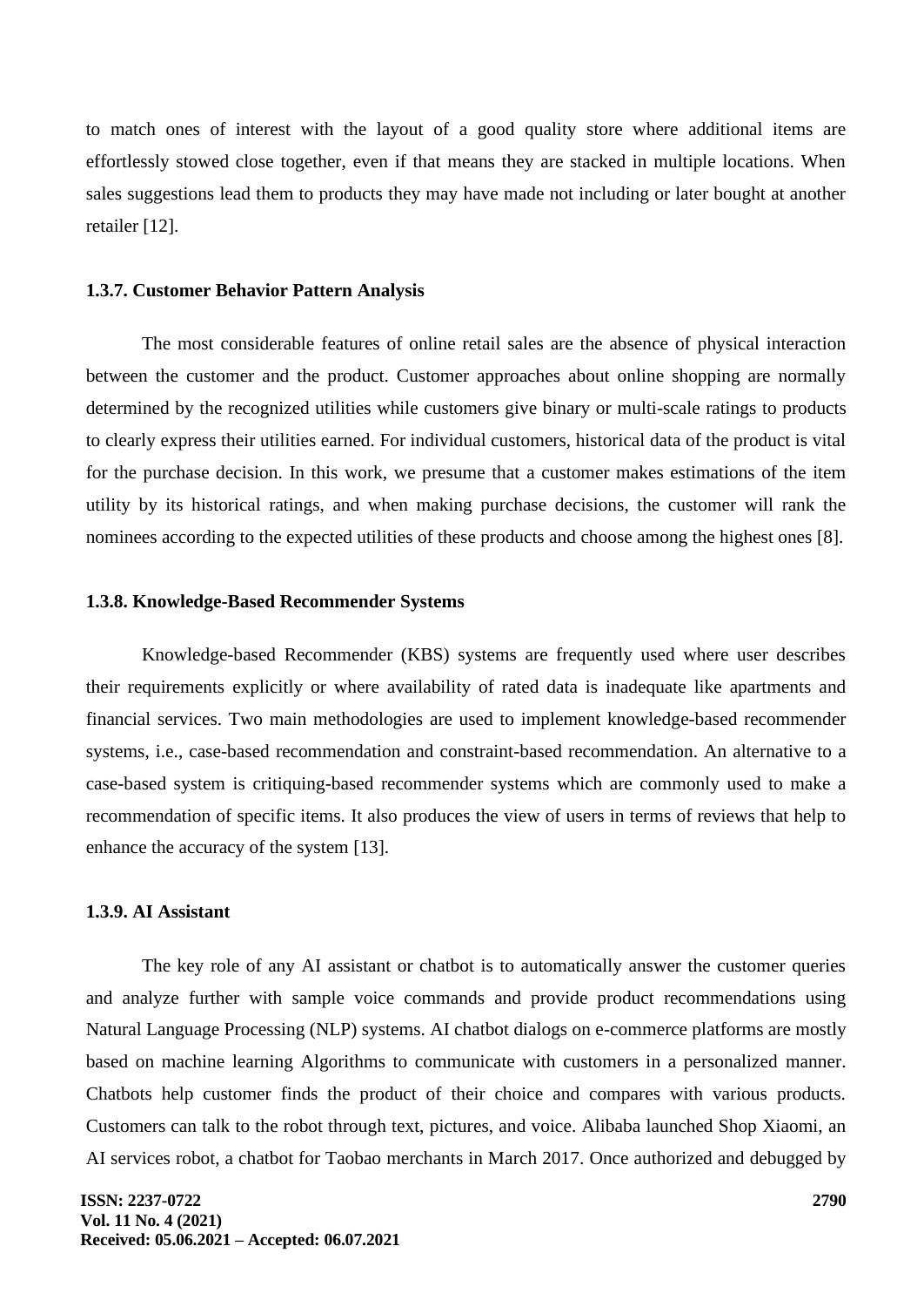to match ones of interest with the layout of a good quality store where additional items are effortlessly stowed close together, even if that means they are stacked in multiple locations. When sales suggestions lead them to products they may have made not including or later bought at another retailer [12].

#### 1.3.7. Customer Behavior Pattern Analysis

The most considerable features of online retail sales are the absence of physical interaction between the customer and the product. Customer approaches about online shopping are normally determined by the recognized utilities while customers give binary or multi-scale ratings to products to clearly express their utilities earned. For individual customers, historical data of the product is vital for the purchase decision. In this work, we presume that a customer makes estimations of the item utility by its historical ratings, and when making purchase decisions, the customer will rank the nominees according to the expected utilities of these products and choose among the highest ones [8].

#### 1.3.8. Knowledge-Based Recommender Systems

Knowledge-based Recommender (KBS) systems are frequently used where user describes their requirements explicitly or where availability of rated data is inadequate like apartments and financial services. Two main methodologies are used to implement knowledge-based recommender systems, i.e., case-based recommendation and constraint-based recommendation. An alternative to a case-based system is critiquing-based recommender systems which are commonly used to make a recommendation of specific items. It also produces the view of users in terms of reviews that help to enhance the accuracy of the system [13].

#### 1.3.9. AI Assistant

The key role of any AI assistant or chatbot is to automatically answer the customer queries and analyze further with sample voice commands and provide product recommendations using Natural Language Processing (NLP) systems. AI chatbot dialogs on e-commerce platforms are mostly based on machine learning Algorithms to communicate with customers in a personalized manner. Chatbots help customer finds the product of their choice and compares with various products. Customers can talk to the robot through text, pictures, and voice. Alibaba launched Shop Xiaomi, an AI services robot, a chatbot for Taobao merchants in March 2017. Once authorized and debugged by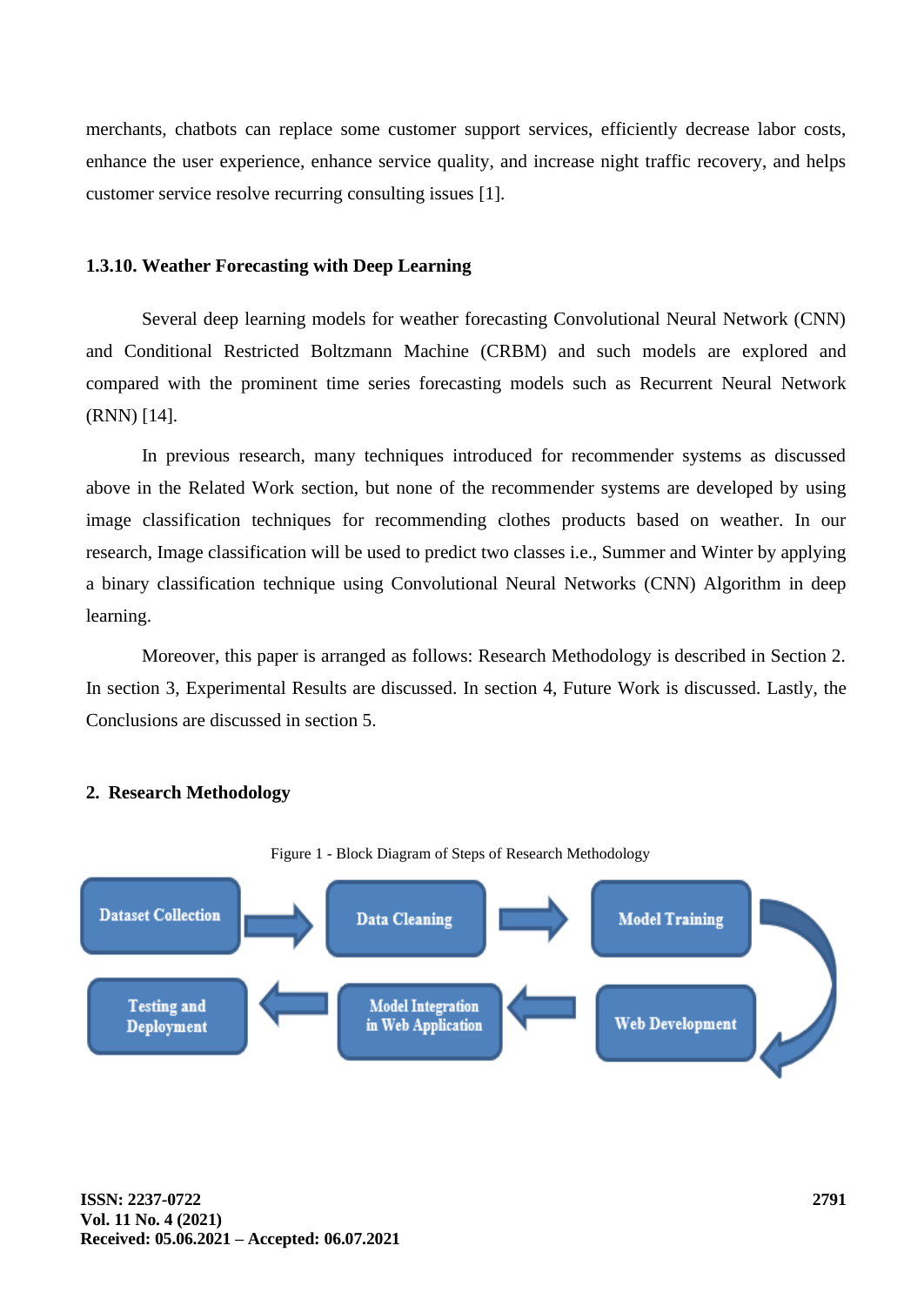merchants, chatbots can replace some customer support services, efficiently decrease labor costs, enhance the user experience, enhance service quality, and increase night traffic recovery, and helps customer service resolve recurring consulting issues [1].

### 1.3.10. Weather Forecasting with Deep Learning

Several deep learning models for weather forecasting Convolutional Neural Network (CNN) and Conditional Restricted Boltzmann Machine (CRBM) and such models are explored and compared with the prominent time series forecasting models such as Recurrent Neural Network (RNN) [14].

In previous research, many techniques introduced for recommender systems as discussed above in the Related Work section, but none of the recommender systems are developed by using image classification techniques for recommending clothes products based on weather. In our research, Image classification will be used to predict two classes i.e., Summer and Winter by applying a binary classification technique using Convolutional Neural Networks (CNN) Algorithm in deep learning.

Moreover, this paper is arranged as follows: Research Methodology is described in Section 2. In section 3, Experimental Results are discussed. In section 4, Future Work is discussed. Lastly, the Conclusions are discussed in section 5.

## 2. Research Methodology

Figure 1 - Block Diagram of Steps of Research Methodology

Dataset Collection → Data Cleaning → Model Training → Web Development → Model Integration in Web Application → Testing and Deployment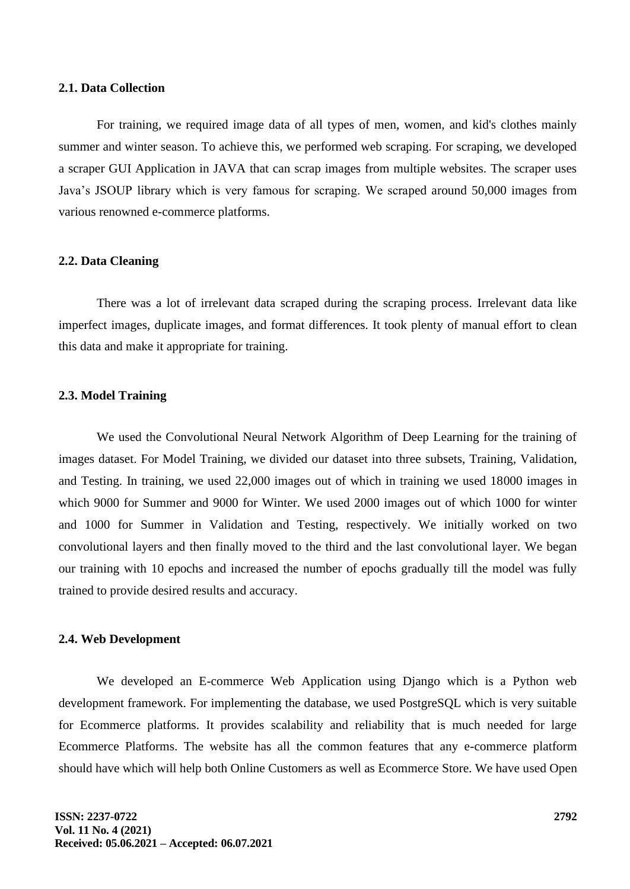### 2.1. Data Collection

For training, we required image data of all types of men, women, and kid's clothes mainly summer and winter season. To achieve this, we performed web scraping. For scraping, we developed a scraper GUI Application in JAVA that can scrap images from multiple websites. The scraper uses Java's JSOUP library which is very famous for scraping. We scraped around 50,000 images from various renowned e-commerce platforms.

### 2.2. Data Cleaning

There was a lot of irrelevant data scraped during the scraping process. Irrelevant data like imperfect images, duplicate images, and format differences. It took plenty of manual effort to clean this data and make it appropriate for training.

### 2.3. Model Training

We used the Convolutional Neural Network Algorithm of Deep Learning for the training of images dataset. For Model Training, we divided our dataset into three subsets, Training, Validation, and Testing. In training, we used 22,000 images out of which in training we used 18000 images in which 9000 for Summer and 9000 for Winter. We used 2000 images out of which 1000 for winter and 1000 for Summer in Validation and Testing, respectively. We initially worked on two convolutional layers and then finally moved to the third and the last convolutional layer. We began our training with 10 epochs and increased the number of epochs gradually till the model was fully trained to provide desired results and accuracy.

### 2.4. Web Development

We developed an E-commerce Web Application using Django which is a Python web development framework. For implementing the database, we used PostgreSQL which is very suitable for Ecommerce platforms. It provides scalability and reliability that is much needed for large Ecommerce Platforms. The website has all the common features that any e-commerce platform should have which will help both Online Customers as well as Ecommerce Store. We have used Open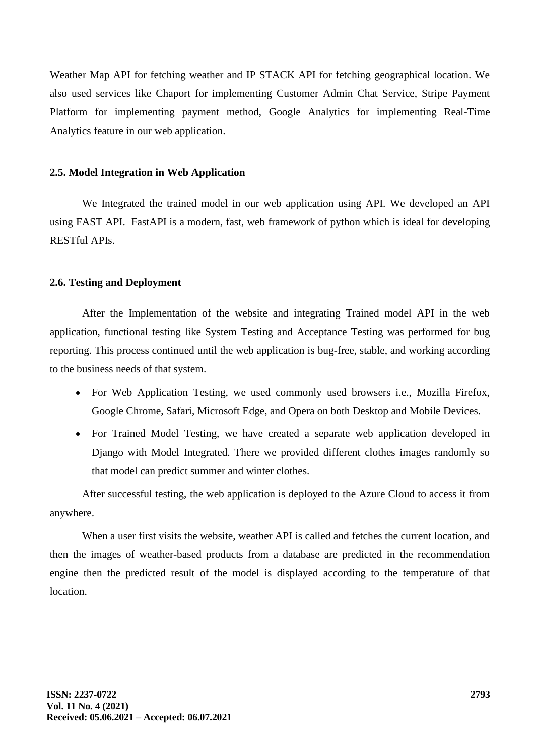Weather Map API for fetching weather and IP STACK API for fetching geographical location. We also used services like Chaport for implementing Customer Admin Chat Service, Stripe Payment Platform for implementing payment method, Google Analytics for implementing Real-Time Analytics feature in our web application.

### 2.5. Model Integration in Web Application

We Integrated the trained model in our web application using API. We developed an API using FAST API. FastAPI is a modern, fast, web framework of python which is ideal for developing RESTful APIs.

### 2.6. Testing and Deployment

After the Implementation of the website and integrating Trained model API in the web application, functional testing like System Testing and Acceptance Testing was performed for bug reporting. This process continued until the web application is bug-free, stable, and working according to the business needs of that system.

- For Web Application Testing, we used commonly used browsers i.e., Mozilla Firefox, Google Chrome, Safari, Microsoft Edge, and Opera on both Desktop and Mobile Devices.
- For Trained Model Testing, we have created a separate web application developed in Django with Model Integrated. There we provided different clothes images randomly so that model can predict summer and winter clothes.

After successful testing, the web application is deployed to the Azure Cloud to access it from anywhere.

When a user first visits the website, weather API is called and fetches the current location, and then the images of weather-based products from a database are predicted in the recommendation engine then the predicted result of the model is displayed according to the temperature of that location.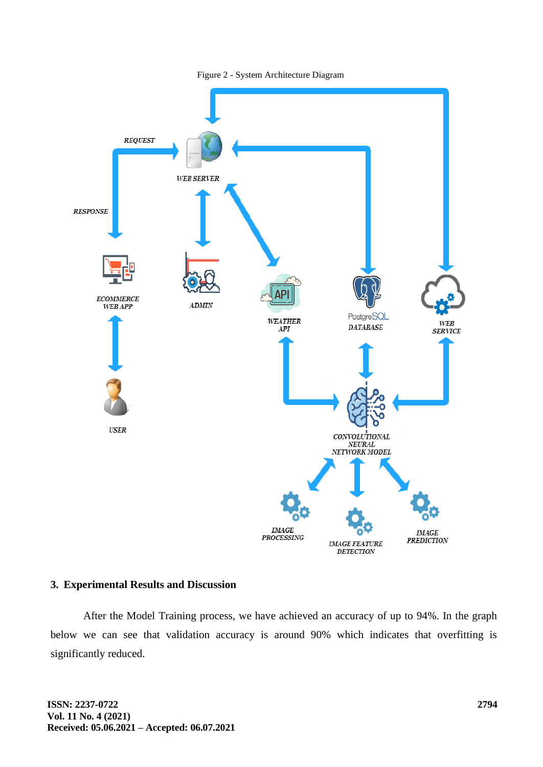Figure 2 - System Architecture Diagram

## 3. Experimental Results and Discussion

After the Model Training process, we have achieved an accuracy of up to 94%. In the graph below we can see that validation accuracy is around 90% which indicates that overfitting is significantly reduced.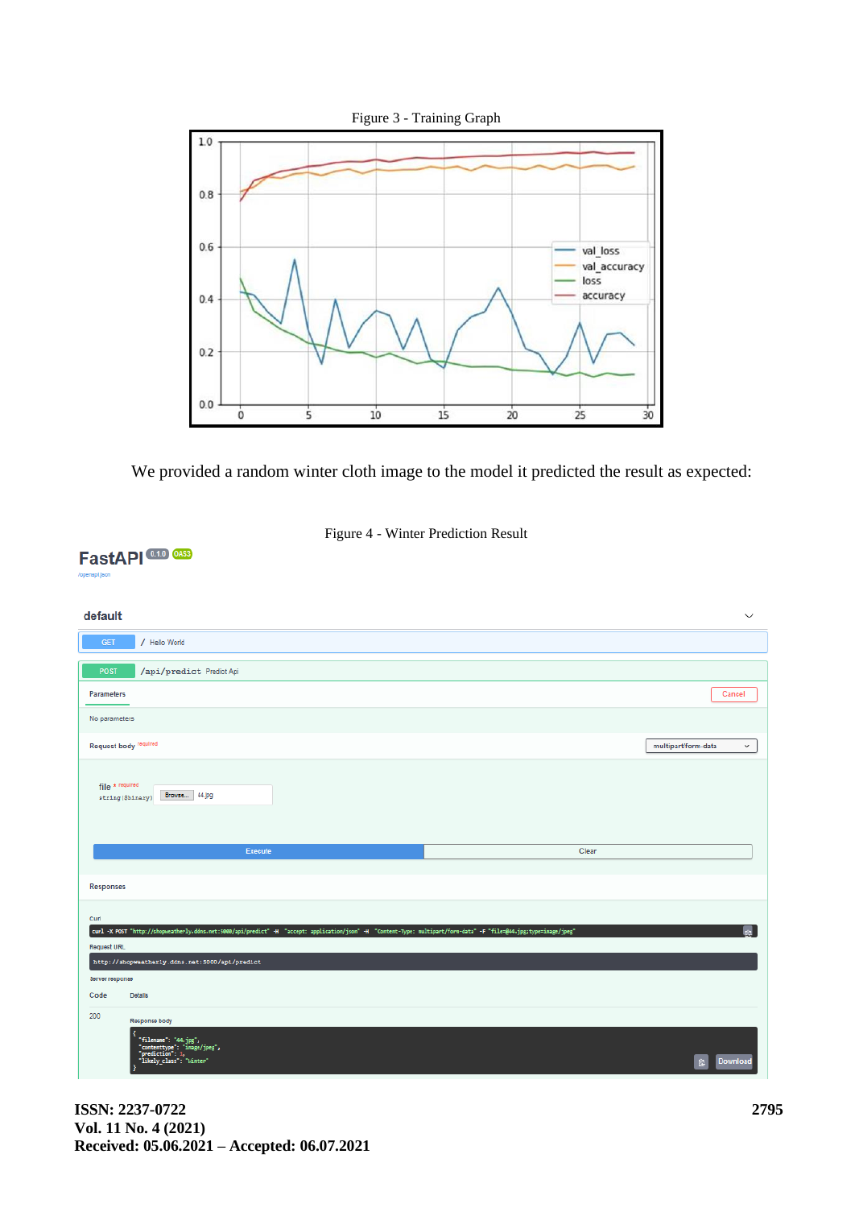Figure 3 - Training Graph

We provided a random winter cloth image to the model it predicted the result as expected:

Figure 4 - Winter Prediction Result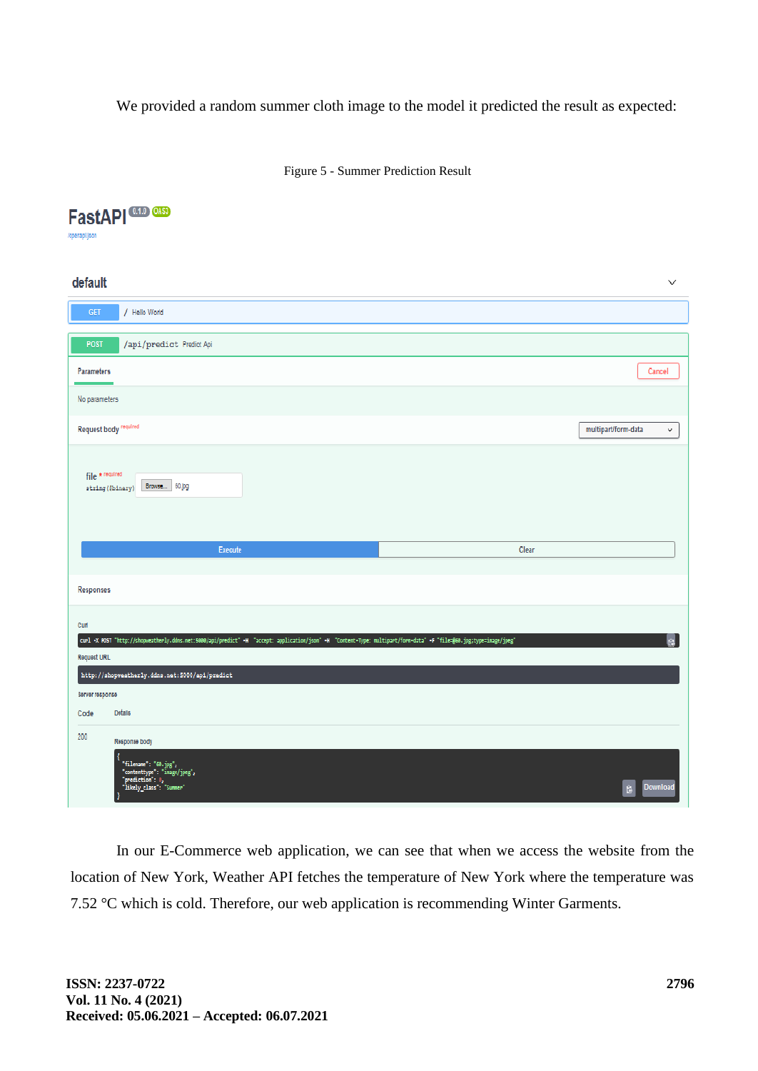We provided a random summer cloth image to the model it predicted the result as expected:

Figure 5 - Summer Prediction Result

FastAPI 0.1.0 OAS3

/openapi.json

default

GET / Hello World

POST /api/predict Predict Api

Parameters

Cancel

No parameters

Request body required

multipart/form-data

file * required
string($binary)

Browse... 60.jpg

Execute

Clear

Responses

Curl

```
curl -X POST "http://shopweatherly.ddns.net:5000/api/predict" -H "accept: application/json" -H "Content-Type: multipart/form-data" -F "file=@60.jpg;type=image/jpeg"
```

Request URL

```
http://shopweatherly.ddns.net:5000/api/predict
```

Server response

Code | Details

200

Response body

```
{
  "filename": "60.jpg",
  "contenttype": "image/jpeg",
  "prediction": 0,
  "likely_class": "summer"
}
```

Download

In our E-Commerce web application, we can see that when we access the website from the location of New York, Weather API fetches the temperature of New York where the temperature was 7.52 °C which is cold. Therefore, our web application is recommending Winter Garments.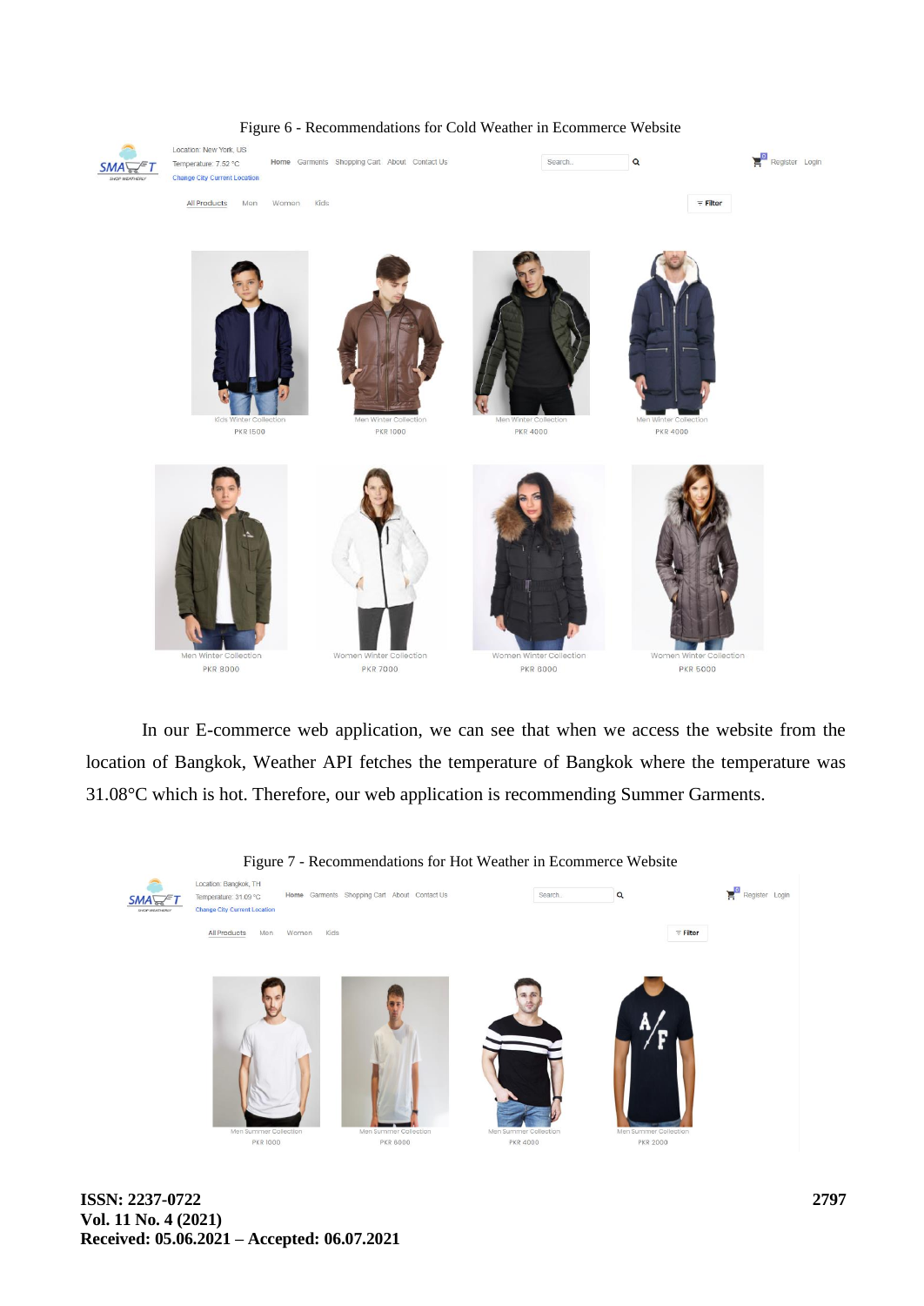Figure 6 - Recommendations for Cold Weather in Ecommerce Website

In our E-commerce web application, we can see that when we access the website from the location of Bangkok, Weather API fetches the temperature of Bangkok where the temperature was 31.08°C which is hot. Therefore, our web application is recommending Summer Garments.

Figure 7 - Recommendations for Hot Weather in Ecommerce Website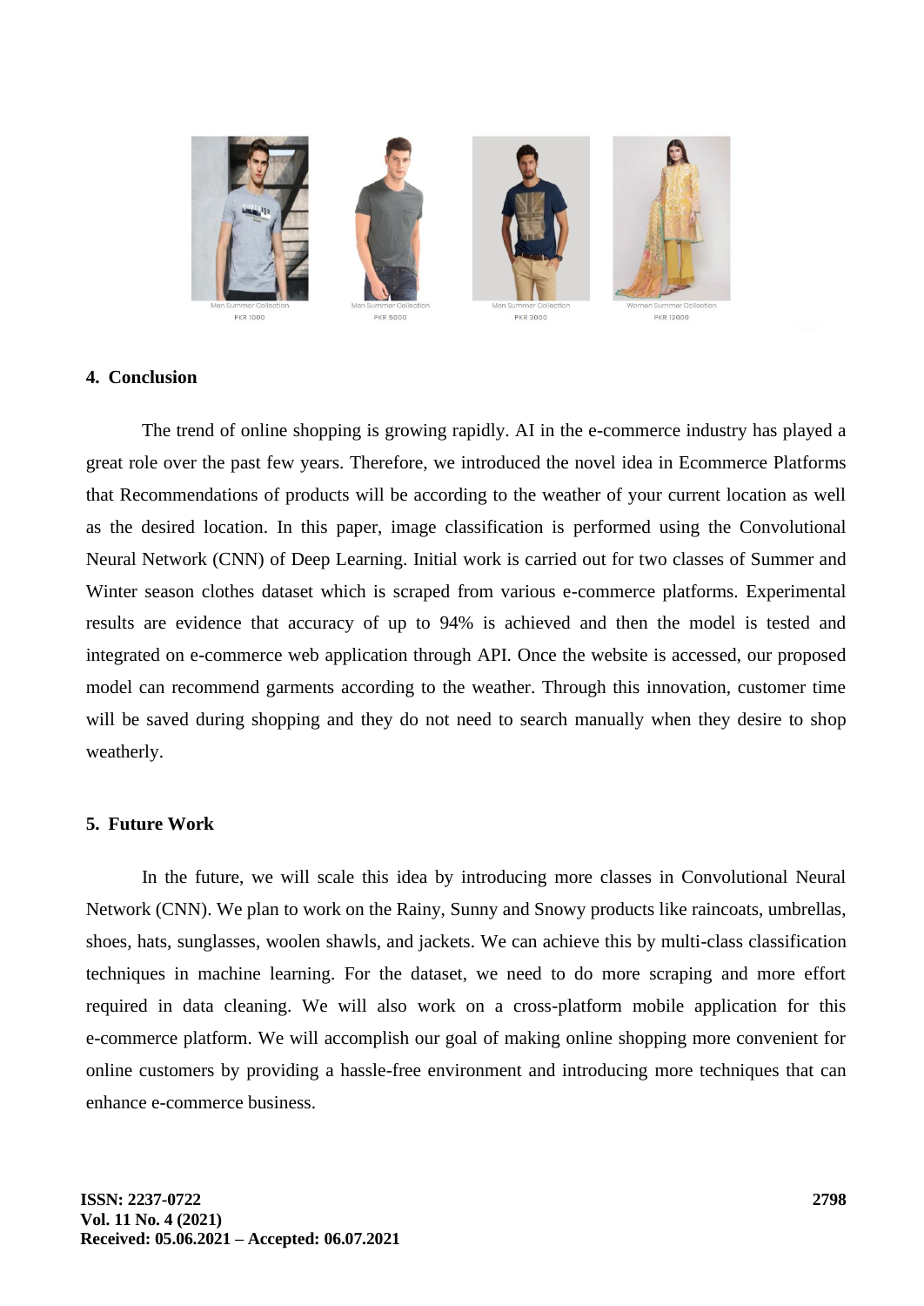## 4. Conclusion

The trend of online shopping is growing rapidly. AI in the e-commerce industry has played a great role over the past few years. Therefore, we introduced the novel idea in Ecommerce Platforms that Recommendations of products will be according to the weather of your current location as well as the desired location. In this paper, image classification is performed using the Convolutional Neural Network (CNN) of Deep Learning. Initial work is carried out for two classes of Summer and Winter season clothes dataset which is scraped from various e-commerce platforms. Experimental results are evidence that accuracy of up to 94% is achieved and then the model is tested and integrated on e-commerce web application through API. Once the website is accessed, our proposed model can recommend garments according to the weather. Through this innovation, customer time will be saved during shopping and they do not need to search manually when they desire to shop weatherly.

## 5. Future Work

In the future, we will scale this idea by introducing more classes in Convolutional Neural Network (CNN). We plan to work on the Rainy, Sunny and Snowy products like raincoats, umbrellas, shoes, hats, sunglasses, woolen shawls, and jackets. We can achieve this by multi-class classification techniques in machine learning. For the dataset, we need to do more scraping and more effort required in data cleaning. We will also work on a cross-platform mobile application for this e-commerce platform. We will accomplish our goal of making online shopping more convenient for online customers by providing a hassle-free environment and introducing more techniques that can enhance e-commerce business.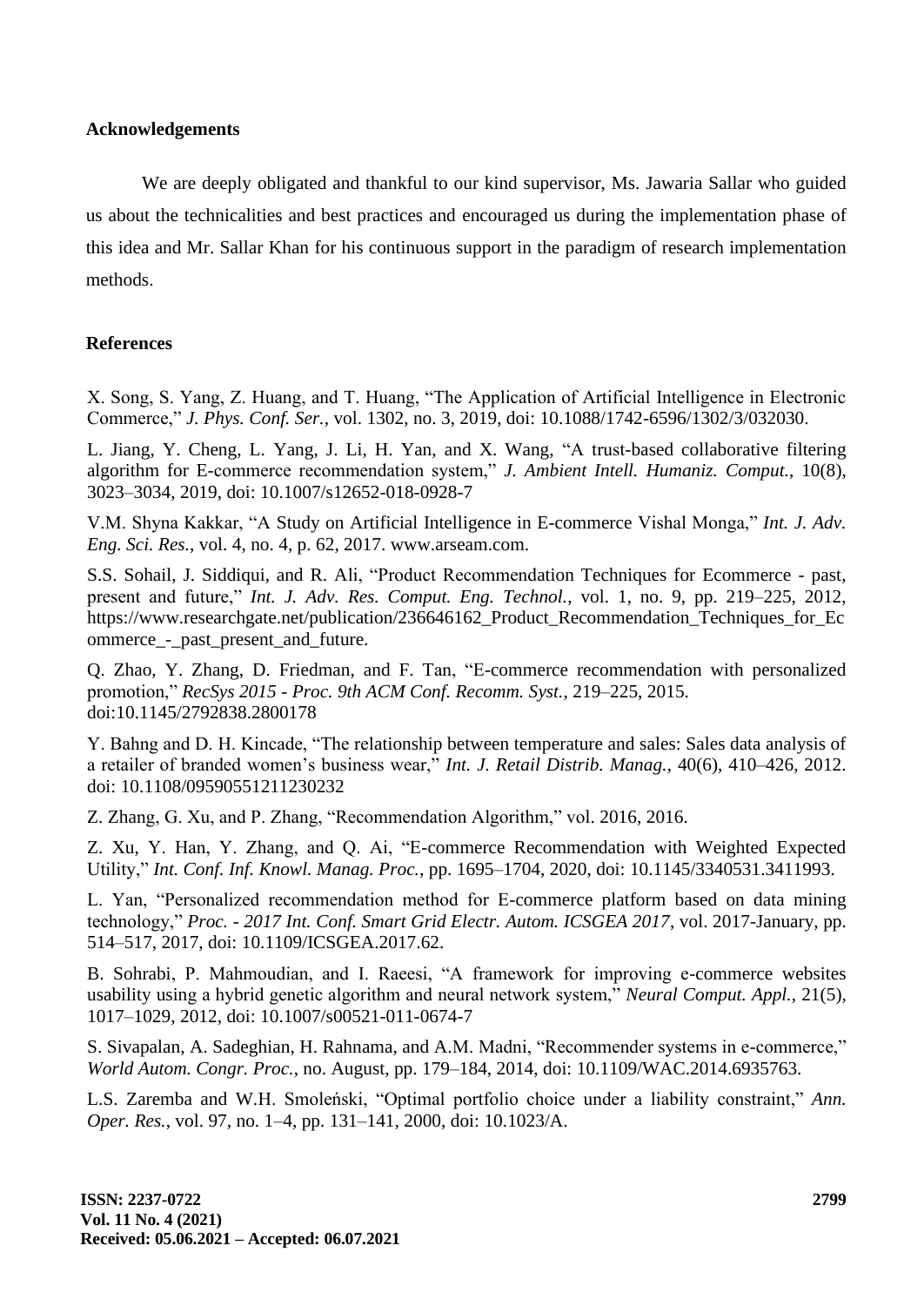## Acknowledgements

We are deeply obligated and thankful to our kind supervisor, Ms. Jawaria Sallar who guided us about the technicalities and best practices and encouraged us during the implementation phase of this idea and Mr. Sallar Khan for his continuous support in the paradigm of research implementation methods.

## References

X. Song, S. Yang, Z. Huang, and T. Huang, "The Application of Artificial Intelligence in Electronic Commerce," *J. Phys. Conf. Ser.*, vol. 1302, no. 3, 2019, doi: 10.1088/1742-6596/1302/3/032030.

L. Jiang, Y. Cheng, L. Yang, J. Li, H. Yan, and X. Wang, "A trust-based collaborative filtering algorithm for E-commerce recommendation system," *J. Ambient Intell. Humaniz. Comput.*, 10(8), 3023–3034, 2019, doi: 10.1007/s12652-018-0928-7

V.M. Shyna Kakkar, "A Study on Artificial Intelligence in E-commerce Vishal Monga," *Int. J. Adv. Eng. Sci. Res.*, vol. 4, no. 4, p. 62, 2017. www.arseam.com.

S.S. Sohail, J. Siddiqui, and R. Ali, "Product Recommendation Techniques for Ecommerce - past, present and future," *Int. J. Adv. Res. Comput. Eng. Technol.*, vol. 1, no. 9, pp. 219–225, 2012, https://www.researchgate.net/publication/236646162_Product_Recommendation_Techniques_for_Ecommerce_-_past_present_and_future.

Q. Zhao, Y. Zhang, D. Friedman, and F. Tan, "E-commerce recommendation with personalized promotion," *RecSys 2015 - Proc. 9th ACM Conf. Recomm. Syst.*, 219–225, 2015. doi:10.1145/2792838.2800178

Y. Bahng and D. H. Kincade, "The relationship between temperature and sales: Sales data analysis of a retailer of branded women's business wear," *Int. J. Retail Distrib. Manag.*, 40(6), 410–426, 2012. doi: 10.1108/09590551211230232

Z. Zhang, G. Xu, and P. Zhang, "Recommendation Algorithm," vol. 2016, 2016.

Z. Xu, Y. Han, Y. Zhang, and Q. Ai, "E-commerce Recommendation with Weighted Expected Utility," *Int. Conf. Inf. Knowl. Manag. Proc.*, pp. 1695–1704, 2020, doi: 10.1145/3340531.3411993.

L. Yan, "Personalized recommendation method for E-commerce platform based on data mining technology," *Proc. - 2017 Int. Conf. Smart Grid Electr. Autom. ICSGEA 2017*, vol. 2017-January, pp. 514–517, 2017, doi: 10.1109/ICSGEA.2017.62.

B. Sohrabi, P. Mahmoudian, and I. Raeesi, "A framework for improving e-commerce websites usability using a hybrid genetic algorithm and neural network system," *Neural Comput. Appl.*, 21(5), 1017–1029, 2012, doi: 10.1007/s00521-011-0674-7

S. Sivapalan, A. Sadeghian, H. Rahnama, and A.M. Madni, "Recommender systems in e-commerce," *World Autom. Congr. Proc.*, no. August, pp. 179–184, 2014, doi: 10.1109/WAC.2014.6935763.

L.S. Zaremba and W.H. Smoleński, "Optimal portfolio choice under a liability constraint," *Ann. Oper. Res.*, vol. 97, no. 1–4, pp. 131–141, 2000, doi: 10.1023/A.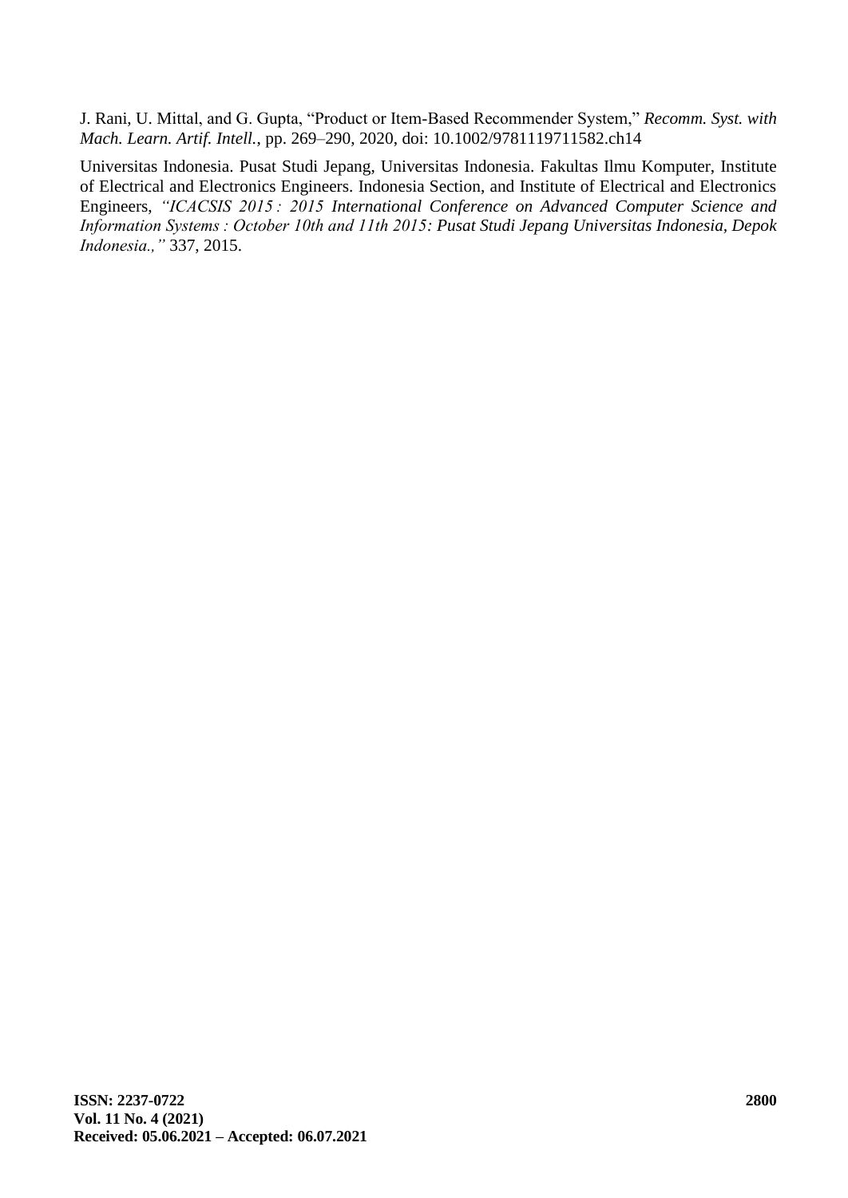J. Rani, U. Mittal, and G. Gupta, "Product or Item-Based Recommender System," *Recomm. Syst. with Mach. Learn. Artif. Intell.*, pp. 269–290, 2020, doi: 10.1002/9781119711582.ch14

Universitas Indonesia. Pusat Studi Jepang, Universitas Indonesia. Fakultas Ilmu Komputer, Institute of Electrical and Electronics Engineers. Indonesia Section, and Institute of Electrical and Electronics Engineers, *"ICACSIS 2015 : 2015 International Conference on Advanced Computer Science and Information Systems : October 10th and 11th 2015: Pusat Studi Jepang Universitas Indonesia, Depok Indonesia.,"* 337, 2015.